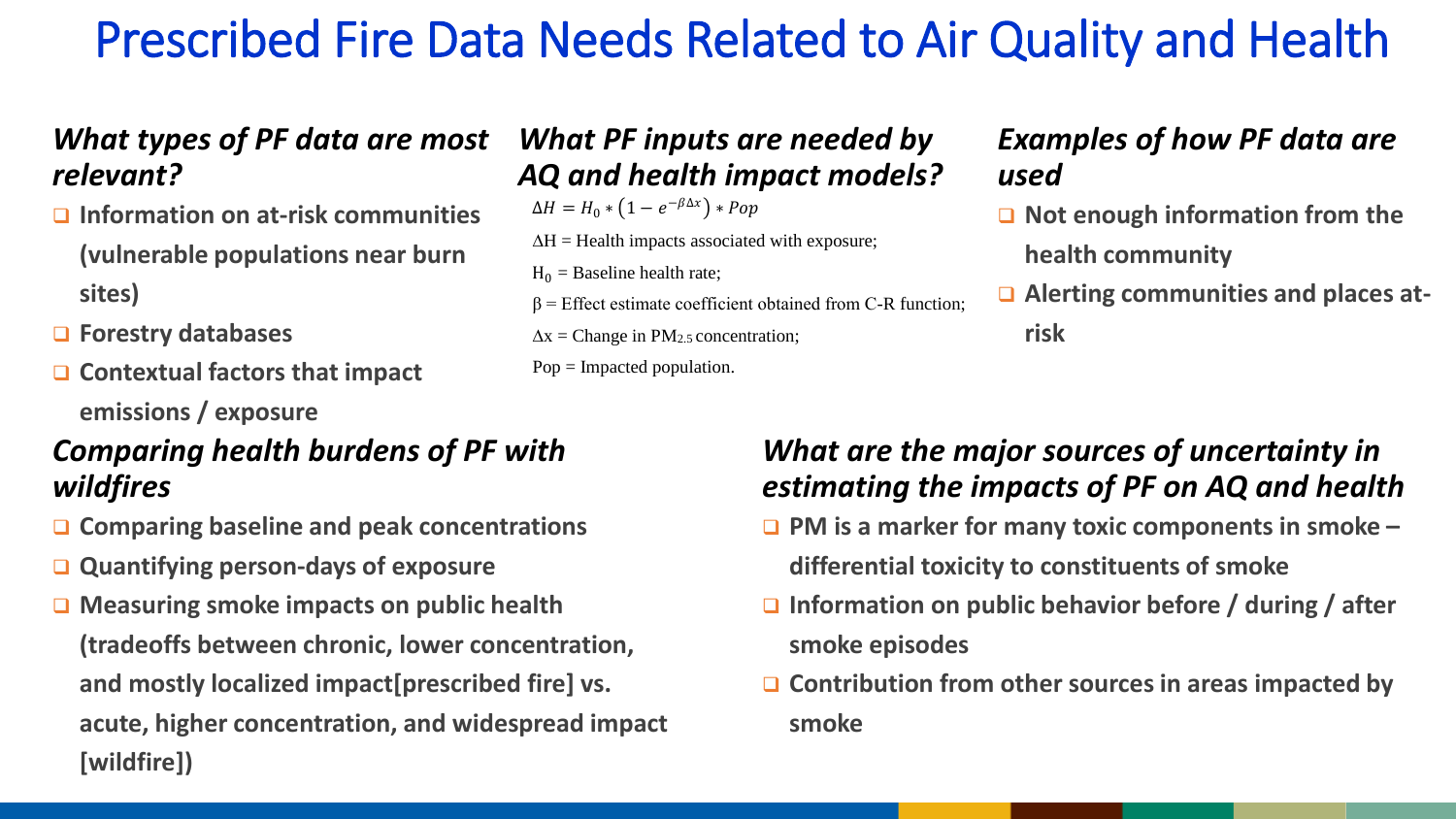# Prescribed Fire Data Needs Related to Air Quality and Health

## *What types of PF data are most relevant?*

- **Information on at-risk communities (vulnerable populations near burn sites)**
- **Forestry databases**
- **Contextual factors that impact emissions / exposure**

## *What PF inputs are needed by AQ and health impact models?*

$$\Delta H = H_0 * \left(1 - e^{-\beta \Delta x}\right) * Pop$$

$\Delta H$ = Health impacts associated with exposure;

$H_0$ = Baseline health rate;

$\beta$ = Effect estimate coefficient obtained from C-R function;

$\Delta x$ = Change in $PM_{2.5}$ concentration;

Pop = Impacted population.

## *Examples of how PF data are used*

- **Not enough information from the health community**
- **Alerting communities and places at-risk**

## *Comparing health burdens of PF with wildfires*

- **Comparing baseline and peak concentrations**
- **Quantifying person-days of exposure**
- **Measuring smoke impacts on public health (tradeoffs between chronic, lower concentration, and mostly localized impact[prescribed fire] vs. acute, higher concentration, and widespread impact [wildfire])**

## *What are the major sources of uncertainty in estimating the impacts of PF on AQ and health*

- **PM is a marker for many toxic components in smoke – differential toxicity to constituents of smoke**
- **Information on public behavior before / during / after smoke episodes**
- **Contribution from other sources in areas impacted by smoke**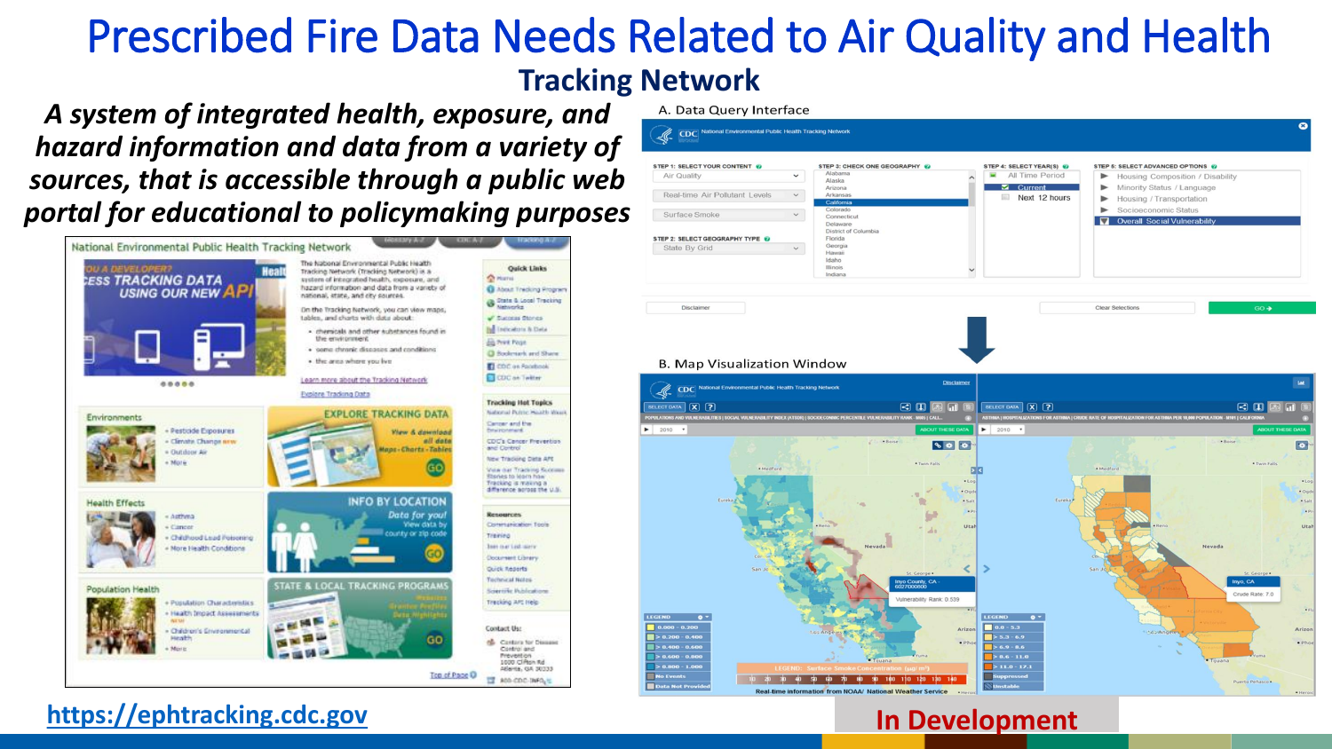# Prescribed Fire Data Needs Related to Air Quality and Health

## Tracking Network

***A system of integrated health, exposure, and hazard information and data from a variety of sources, that is accessible through a public web portal for educational to policymaking purposes***

A. Data Query Interface

B. Map Visualization Window

https://ephtracking.cdc.gov

**In Development**